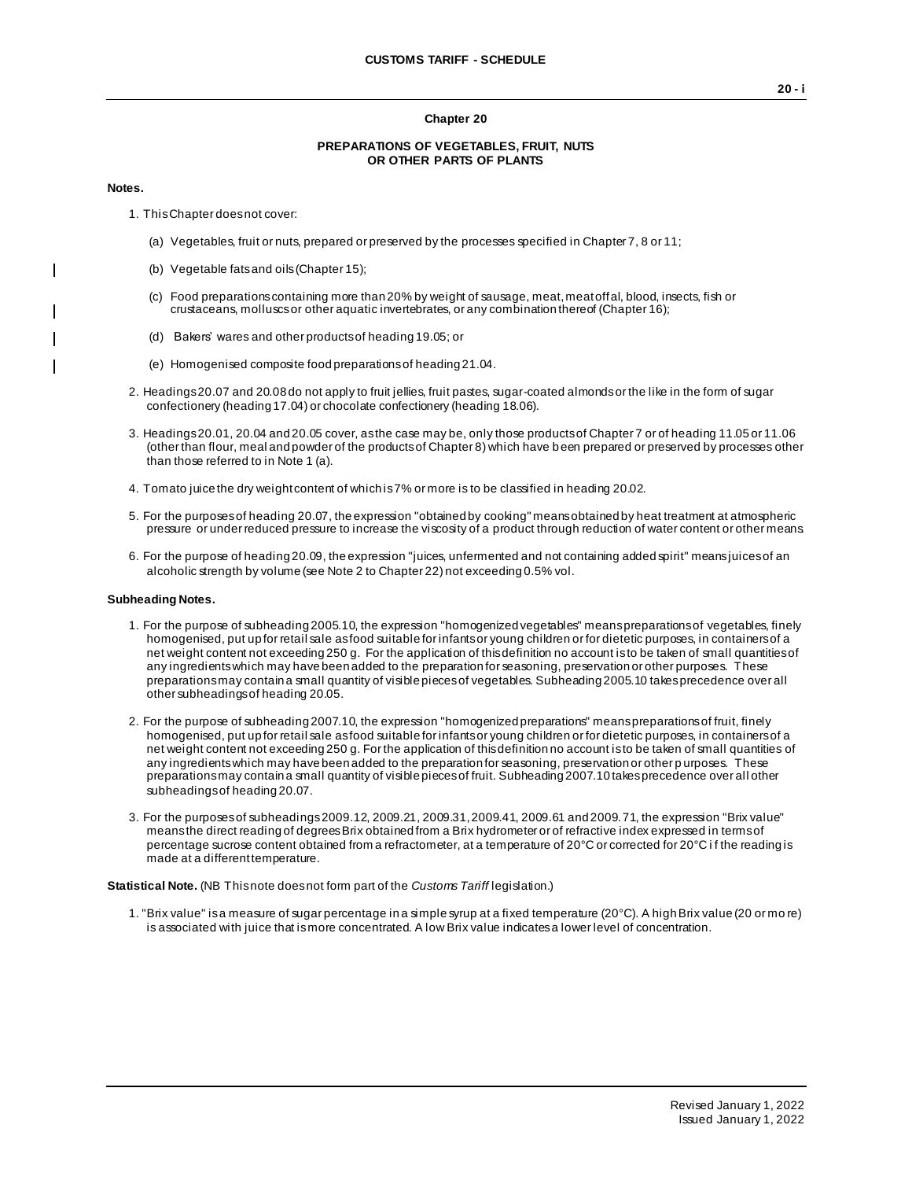## Chapter 20

### PREPARATIONS OF VEGETABLES, FRUIT, NUTS OR OTHER PARTS OF PLANTS

**Notes.**

1. This Chapter does not cover:

   (a) Vegetables, fruit or nuts, prepared or preserved by the processes specified in Chapter 7, 8 or 11;

   (b) Vegetable fats and oils (Chapter 15);

   (c) Food preparations containing more than 20% by weight of sausage, meat, meat offal, blood, insects, fish or crustaceans, molluscs or other aquatic invertebrates, or any combination thereof (Chapter 16);

   (d) Bakers' wares and other products of heading 19.05; or

   (e) Homogenised composite food preparations of heading 21.04.

2. Headings 20.07 and 20.08 do not apply to fruit jellies, fruit pastes, sugar-coated almonds or the like in the form of sugar confectionery (heading 17.04) or chocolate confectionery (heading 18.06).

3. Headings 20.01, 20.04 and 20.05 cover, as the case may be, only those products of Chapter 7 or of heading 11.05 or 11.06 (other than flour, meal and powder of the products of Chapter 8) which have been prepared or preserved by processes other than those referred to in Note 1 (a).

4. Tomato juice the dry weight content of which is 7% or more is to be classified in heading 20.02.

5. For the purposes of heading 20.07, the expression "obtained by cooking" means obtained by heat treatment at atmospheric pressure or under reduced pressure to increase the viscosity of a product through reduction of water content or other means.

6. For the purpose of heading 20.09, the expression "juices, unfermented and not containing added spirit" means juices of an alcoholic strength by volume (see Note 2 to Chapter 22) not exceeding 0.5% vol.

**Subheading Notes.**

1. For the purpose of subheading 2005.10, the expression "homogenized vegetables" means preparations of vegetables, finely homogenised, put up for retail sale as food suitable for infants or young children or for dietetic purposes, in containers of a net weight content not exceeding 250 g. For the application of this definition no account is to be taken of small quantities of any ingredients which may have been added to the preparation for seasoning, preservation or other purposes. These preparations may contain a small quantity of visible pieces of vegetables. Subheading 2005.10 takes precedence over all other subheadings of heading 20.05.

2. For the purpose of subheading 2007.10, the expression "homogenized preparations" means preparations of fruit, finely homogenised, put up for retail sale as food suitable for infants or young children or for dietetic purposes, in containers of a net weight content not exceeding 250 g. For the application of this definition no account is to be taken of small quantities of any ingredients which may have been added to the preparation for seasoning, preservation or other purposes. These preparations may contain a small quantity of visible pieces of fruit. Subheading 2007.10 takes precedence over all other subheadings of heading 20.07.

3. For the purposes of subheadings 2009.12, 2009.21, 2009.31, 2009.41, 2009.61 and 2009.71, the expression "Brix value" means the direct reading of degrees Brix obtained from a Brix hydrometer or of refractive index expressed in terms of percentage sucrose content obtained from a refractometer, at a temperature of 20°C or corrected for 20°C if the reading is made at a different temperature.

**Statistical Note.** (NB This note does not form part of the *Customs Tariff* legislation.)

1. "Brix value" is a measure of sugar percentage in a simple syrup at a fixed temperature (20°C). A high Brix value (20 or more) is associated with juice that is more concentrated. A low Brix value indicates a lower level of concentration.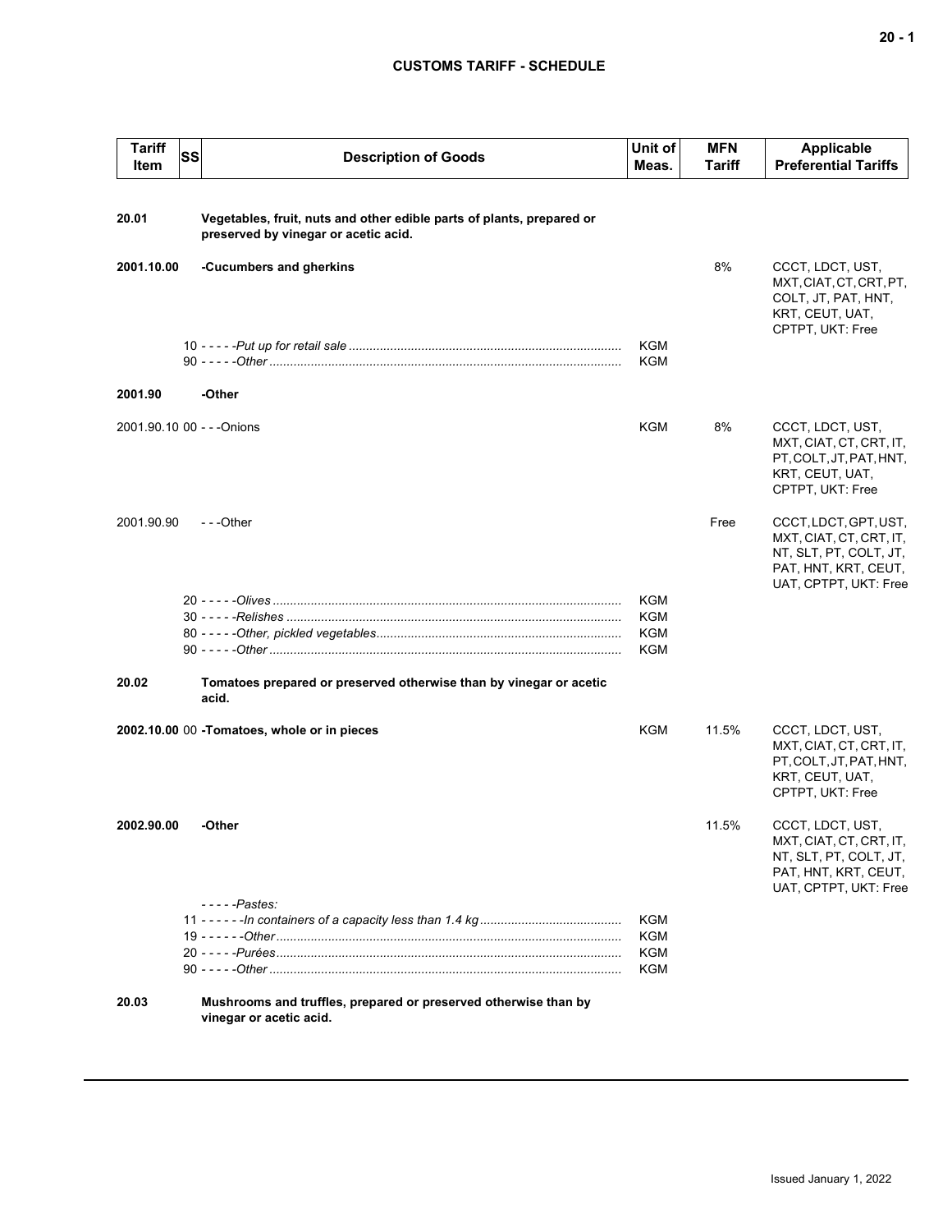## CUSTOMS TARIFF - SCHEDULE

| Tariff Item | SS | Description of Goods | Unit of Meas. | MFN Tariff | Applicable Preferential Tariffs |
|---|---|---|---|---|---|
| **20.01** | | **Vegetables, fruit, nuts and other edible parts of plants, prepared or preserved by vinegar or acetic acid.** | | | |
| **2001.10.00** | | **-Cucumbers and gherkins** | | 8% | CCCT, LDCT, UST, MXT, CIAT, CT, CRT, PT, COLT, JT, PAT, HNT, KRT, CEUT, UAT, CPTPT, UKT: Free |
| | 10 | - - - - -*Put up for retail sale* | KGM | | |
| | 90 | - - - - -*Other* | KGM | | |
| **2001.90** | | **-Other** | | | |
| 2001.90.10 | 00 | - - -Onions | KGM | 8% | CCCT, LDCT, UST, MXT, CIAT, CT, CRT, IT, PT, COLT, JT, PAT, HNT, KRT, CEUT, UAT, CPTPT, UKT: Free |
| 2001.90.90 | | - - -Other | | Free | CCCT, LDCT, GPT, UST, MXT, CIAT, CT, CRT, IT, NT, SLT, PT, COLT, JT, PAT, HNT, KRT, CEUT, UAT, CPTPT, UKT: Free |
| | 20 | - - - - -*Olives* | KGM | | |
| | 30 | - - - - -*Relishes* | KGM | | |
| | 80 | - - - - -*Other, pickled vegetables* | KGM | | |
| | 90 | - - - - -*Other* | KGM | | |
| **20.02** | | **Tomatoes prepared or preserved otherwise than by vinegar or acetic acid.** | | | |
| **2002.10.00** | 00 | **-Tomatoes, whole or in pieces** | KGM | 11.5% | CCCT, LDCT, UST, MXT, CIAT, CT, CRT, IT, PT, COLT, JT, PAT, HNT, KRT, CEUT, UAT, CPTPT, UKT: Free |
| **2002.90.00** | | **-Other** | | 11.5% | CCCT, LDCT, UST, MXT, CIAT, CT, CRT, IT, NT, SLT, PT, COLT, JT, PAT, HNT, KRT, CEUT, UAT, CPTPT, UKT: Free |
| | | - - - - -*Pastes:* | | | |
| | 11 | - - - - - -*In containers of a capacity less than 1.4 kg* | KGM | | |
| | 19 | - - - - - -*Other* | KGM | | |
| | 20 | - - - - -*Purées* | KGM | | |
| | 90 | - - - - -*Other* | KGM | | |
| **20.03** | | **Mushrooms and truffles, prepared or preserved otherwise than by vinegar or acetic acid.** | | | |

Issued January 1, 2022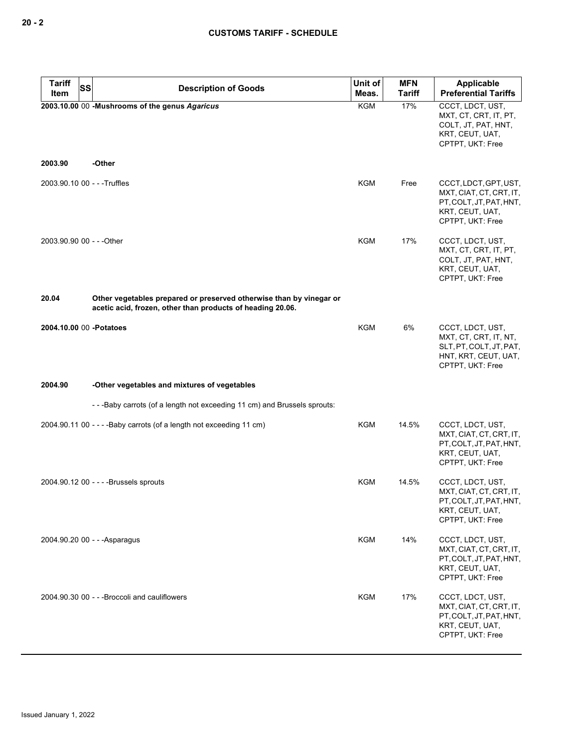| Tariff Item | SS | Description of Goods | Unit of Meas. | MFN Tariff | Applicable Preferential Tariffs |
|---|---|---|---|---|---|
| **2003.10.00** | 00 | **-Mushrooms of the genus *Agaricus*** | KGM | 17% | CCCT, LDCT, UST, MXT, CT, CRT, IT, PT, COLT, JT, PAT, HNT, KRT, CEUT, UAT, CPTPT, UKT: Free |
| **2003.90** | | **-Other** | | | |
| 2003.90.10 | 00 | - - -Truffles | KGM | Free | CCCT, LDCT, GPT, UST, MXT, CIAT, CT, CRT, IT, PT, COLT, JT, PAT, HNT, KRT, CEUT, UAT, CPTPT, UKT: Free |
| 2003.90.90 | 00 | - - -Other | KGM | 17% | CCCT, LDCT, UST, MXT, CT, CRT, IT, PT, COLT, JT, PAT, HNT, KRT, CEUT, UAT, CPTPT, UKT: Free |
| **20.04** | | **Other vegetables prepared or preserved otherwise than by vinegar or acetic acid, frozen, other than products of heading 20.06.** | | | |
| **2004.10.00** | 00 | **-Potatoes** | KGM | 6% | CCCT, LDCT, UST, MXT, CT, CRT, IT, NT, SLT, PT, COLT, JT, PAT, HNT, KRT, CEUT, UAT, CPTPT, UKT: Free |
| **2004.90** | | **-Other vegetables and mixtures of vegetables** | | | |
| | | - - -Baby carrots (of a length not exceeding 11 cm) and Brussels sprouts: | | | |
| 2004.90.11 | 00 | - - - -Baby carrots (of a length not exceeding 11 cm) | KGM | 14.5% | CCCT, LDCT, UST, MXT, CIAT, CT, CRT, IT, PT, COLT, JT, PAT, HNT, KRT, CEUT, UAT, CPTPT, UKT: Free |
| 2004.90.12 | 00 | - - - -Brussels sprouts | KGM | 14.5% | CCCT, LDCT, UST, MXT, CIAT, CT, CRT, IT, PT, COLT, JT, PAT, HNT, KRT, CEUT, UAT, CPTPT, UKT: Free |
| 2004.90.20 | 00 | - - -Asparagus | KGM | 14% | CCCT, LDCT, UST, MXT, CIAT, CT, CRT, IT, PT, COLT, JT, PAT, HNT, KRT, CEUT, UAT, CPTPT, UKT: Free |
| 2004.90.30 | 00 | - - -Broccoli and cauliflowers | KGM | 17% | CCCT, LDCT, UST, MXT, CIAT, CT, CRT, IT, PT, COLT, JT, PAT, HNT, KRT, CEUT, UAT, CPTPT, UKT: Free |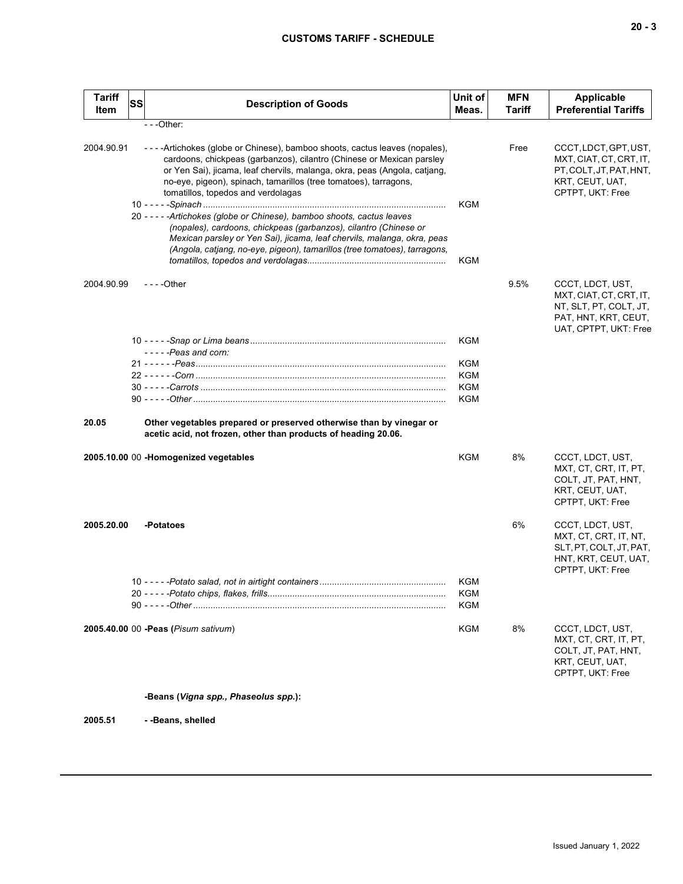| Tariff Item | SS | Description of Goods | Unit of Meas. | MFN Tariff | Applicable Preferential Tariffs |
|---|---|---|---|---|---|
| | | - - -Other: | | | |
| 2004.90.91 | | - - - -Artichokes (globe or Chinese), bamboo shoots, cactus leaves (nopales), cardoons, chickpeas (garbanzos), cilantro (Chinese or Mexican parsley or Yen Sai), jicama, leaf chervils, malanga, okra, peas (Angola, catjang, no-eye, pigeon), spinach, tamarillos (tree tomatoes), tarragons, tomatillos, topedos and verdolagas | | Free | CCCT, LDCT, GPT, UST, MXT, CIAT, CT, CRT, IT, PT, COLT, JT, PAT, HNT, KRT, CEUT, UAT, CPTPT, UKT: Free |
| | 10 | - - - - -*Spinach* | KGM | | |
| | 20 | - - - - -*Artichokes (globe or Chinese), bamboo shoots, cactus leaves (nopales), cardoons, chickpeas (garbanzos), cilantro (Chinese or Mexican parsley or Yen Sai), jicama, leaf chervils, malanga, okra, peas (Angola, catjang, no-eye, pigeon), tamarillos (tree tomatoes), tarragons, tomatillos, topedos and verdolagas* | KGM | | |
| 2004.90.99 | | - - - -Other | | 9.5% | CCCT, LDCT, UST, MXT, CIAT, CT, CRT, IT, NT, SLT, PT, COLT, JT, PAT, HNT, KRT, CEUT, UAT, CPTPT, UKT: Free |
| | 10 | - - - - -*Snap or Lima beans* | KGM | | |
| | | - - - - -*Peas and corn:* | | | |
| | 21 | - - - - - -*Peas* | KGM | | |
| | 22 | - - - - - -*Corn* | KGM | | |
| | 30 | - - - - -*Carrots* | KGM | | |
| | 90 | - - - - -*Other* | KGM | | |
| **20.05** | | **Other vegetables prepared or preserved otherwise than by vinegar or acetic acid, not frozen, other than products of heading 20.06.** | | | |
| **2005.10.00** | 00 | **-Homogenized vegetables** | KGM | 8% | CCCT, LDCT, UST, MXT, CT, CRT, IT, PT, COLT, JT, PAT, HNT, KRT, CEUT, UAT, CPTPT, UKT: Free |
| **2005.20.00** | | **-Potatoes** | | 6% | CCCT, LDCT, UST, MXT, CT, CRT, IT, NT, SLT, PT, COLT, JT, PAT, HNT, KRT, CEUT, UAT, CPTPT, UKT: Free |
| | 10 | - - - - -*Potato salad, not in airtight containers* | KGM | | |
| | 20 | - - - - -*Potato chips, flakes, frills* | KGM | | |
| | 90 | - - - - -*Other* | KGM | | |
| **2005.40.00** | 00 | **-Peas (*Pisum sativum*)** | KGM | 8% | CCCT, LDCT, UST, MXT, CT, CRT, IT, PT, COLT, JT, PAT, HNT, KRT, CEUT, UAT, CPTPT, UKT: Free |
| | | **-Beans (*Vigna spp., Phaseolus spp.*):** | | | |
| **2005.51** | | **- -Beans, shelled** | | | |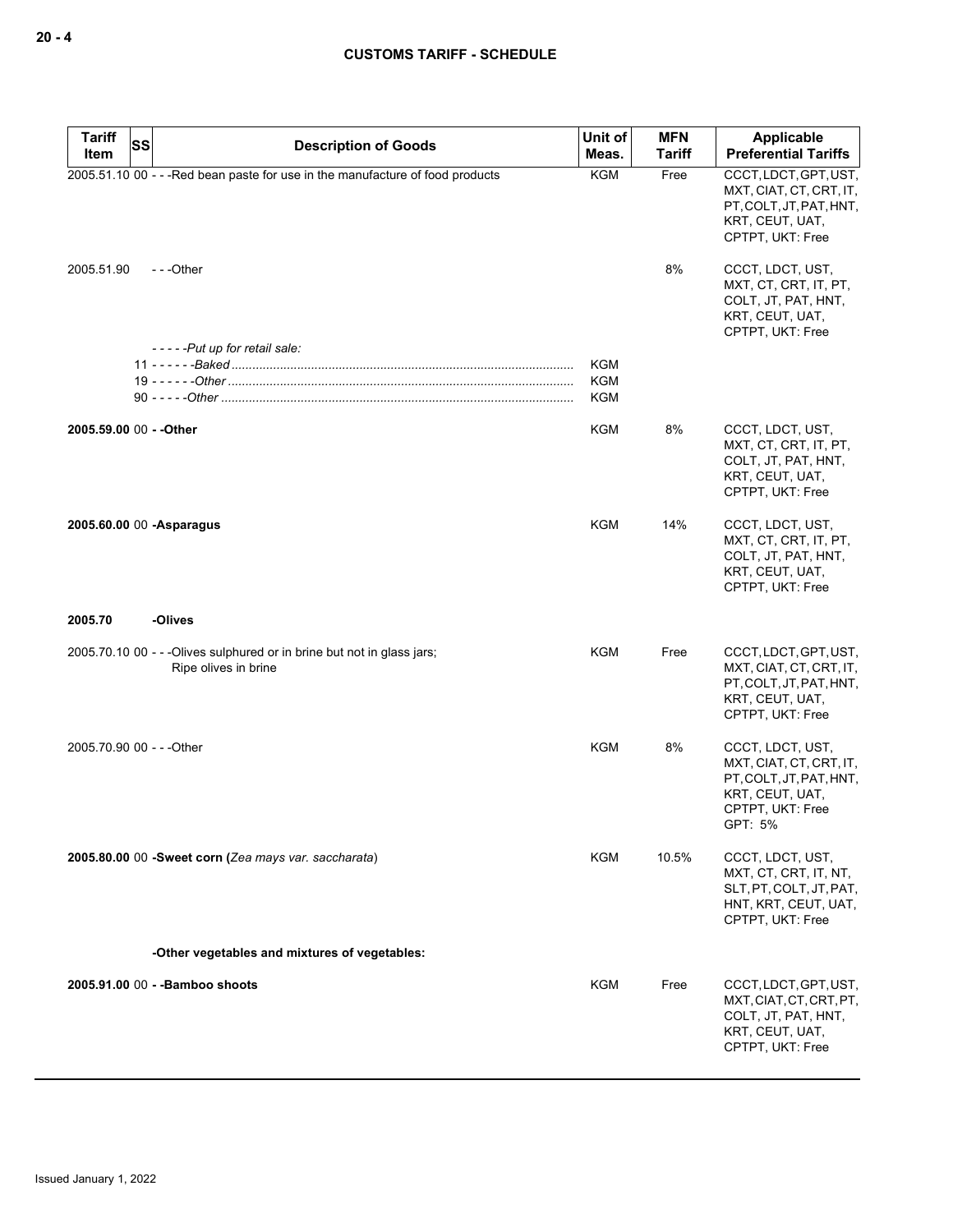| Tariff Item | SS | Description of Goods | Unit of Meas. | MFN Tariff | Applicable Preferential Tariffs |
|---|---|---|---|---|---|
| 2005.51.10 | 00 | - - -Red bean paste for use in the manufacture of food products | KGM | Free | CCCT, LDCT, GPT, UST, MXT, CIAT, CT, CRT, IT, PT, COLT, JT, PAT, HNT, KRT, CEUT, UAT, CPTPT, UKT: Free |
| 2005.51.90 | | - - -Other | | 8% | CCCT, LDCT, UST, MXT, CT, CRT, IT, PT, COLT, JT, PAT, HNT, KRT, CEUT, UAT, CPTPT, UKT: Free |
| | | - - - - -*Put up for retail sale:* | | | |
| | 11 | - - - - - -*Baked* | KGM | | |
| | 19 | - - - - - -*Other* | KGM | | |
| | 90 | - - - - -*Other* | KGM | | |
| **2005.59.00** | 00 | **- -Other** | KGM | 8% | CCCT, LDCT, UST, MXT, CT, CRT, IT, PT, COLT, JT, PAT, HNT, KRT, CEUT, UAT, CPTPT, UKT: Free |
| **2005.60.00** | 00 | **-Asparagus** | KGM | 14% | CCCT, LDCT, UST, MXT, CT, CRT, IT, PT, COLT, JT, PAT, HNT, KRT, CEUT, UAT, CPTPT, UKT: Free |
| **2005.70** | | **-Olives** | | | |
| 2005.70.10 | 00 | - - -Olives sulphured or in brine but not in glass jars; Ripe olives in brine | KGM | Free | CCCT, LDCT, GPT, UST, MXT, CIAT, CT, CRT, IT, PT, COLT, JT, PAT, HNT, KRT, CEUT, UAT, CPTPT, UKT: Free |
| 2005.70.90 | 00 | - - -Other | KGM | 8% | CCCT, LDCT, UST, MXT, CIAT, CT, CRT, IT, PT, COLT, JT, PAT, HNT, KRT, CEUT, UAT, CPTPT, UKT: Free<br>GPT: 5% |
| **2005.80.00** | 00 | **-Sweet corn (***Zea mays var. saccharata***)** | KGM | 10.5% | CCCT, LDCT, UST, MXT, CT, CRT, IT, NT, SLT, PT, COLT, JT, PAT, HNT, KRT, CEUT, UAT, CPTPT, UKT: Free |
| | | **-Other vegetables and mixtures of vegetables:** | | | |
| **2005.91.00** | 00 | **- -Bamboo shoots** | KGM | Free | CCCT, LDCT, GPT, UST, MXT, CIAT, CT, CRT, PT, COLT, JT, PAT, HNT, KRT, CEUT, UAT, CPTPT, UKT: Free |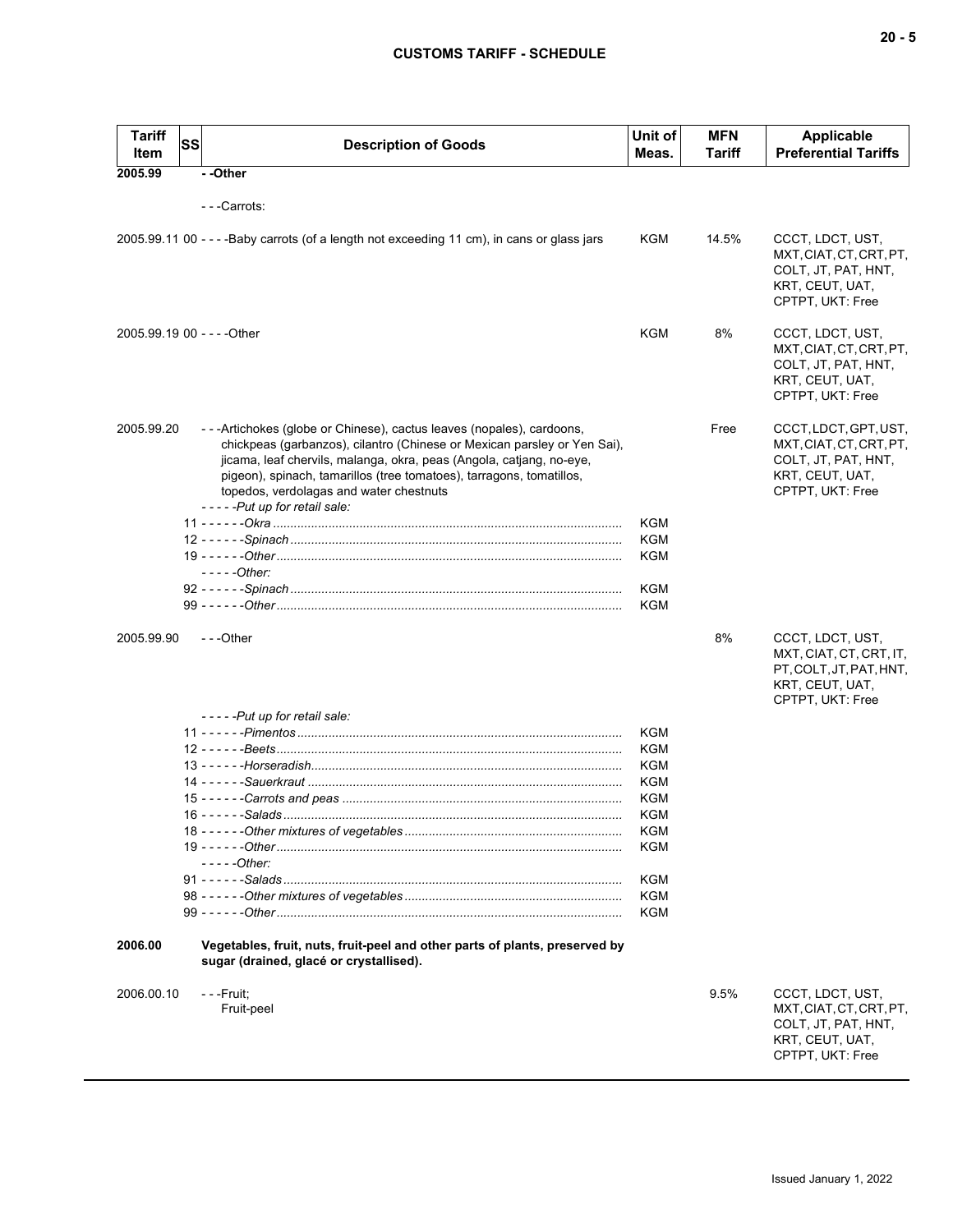| Tariff Item | SS | Description of Goods | Unit of Meas. | MFN Tariff | Applicable Preferential Tariffs |
|---|---|---|---|---|---|
| **2005.99** | | **- -Other** | | | |
| | | - - -Carrots: | | | |
| 2005.99.11 | 00 | - - - -Baby carrots (of a length not exceeding 11 cm), in cans or glass jars | KGM | 14.5% | CCCT, LDCT, UST, MXT, CIAT, CT, CRT, PT, COLT, JT, PAT, HNT, KRT, CEUT, UAT, CPTPT, UKT: Free |
| 2005.99.19 | 00 | - - - -Other | KGM | 8% | CCCT, LDCT, UST, MXT, CIAT, CT, CRT, PT, COLT, JT, PAT, HNT, KRT, CEUT, UAT, CPTPT, UKT: Free |
| 2005.99.20 | | - - -Artichokes (globe or Chinese), cactus leaves (nopales), cardoons, chickpeas (garbanzos), cilantro (Chinese or Mexican parsley or Yen Sai), jicama, leaf chervils, malanga, okra, peas (Angola, catjang, no-eye, pigeon), spinach, tamarillos (tree tomatoes), tarragons, tomatillos, topedos, verdolagas and water chestnuts | | Free | CCCT, LDCT, GPT, UST, MXT, CIAT, CT, CRT, PT, COLT, JT, PAT, HNT, KRT, CEUT, UAT, CPTPT, UKT: Free |
| | | *- - - - -Put up for retail sale:* | | | |
| | 11 | *- - - - - -Okra* | KGM | | |
| | 12 | *- - - - - -Spinach* | KGM | | |
| | 19 | *- - - - - -Other* | KGM | | |
| | | *- - - - -Other:* | | | |
| | 92 | *- - - - - -Spinach* | KGM | | |
| | 99 | *- - - - - -Other* | KGM | | |
| 2005.99.90 | | - - -Other | | 8% | CCCT, LDCT, UST, MXT, CIAT, CT, CRT, IT, PT, COLT, JT, PAT, HNT, KRT, CEUT, UAT, CPTPT, UKT: Free |
| | | *- - - - -Put up for retail sale:* | | | |
| | 11 | *- - - - - -Pimentos* | KGM | | |
| | 12 | *- - - - - -Beets* | KGM | | |
| | 13 | *- - - - - -Horseradish* | KGM | | |
| | 14 | *- - - - - -Sauerkraut* | KGM | | |
| | 15 | *- - - - - -Carrots and peas* | KGM | | |
| | 16 | *- - - - - -Salads* | KGM | | |
| | 18 | *- - - - - -Other mixtures of vegetables* | KGM | | |
| | 19 | *- - - - - -Other* | KGM | | |
| | | *- - - - -Other:* | | | |
| | 91 | *- - - - - -Salads* | KGM | | |
| | 98 | *- - - - - -Other mixtures of vegetables* | KGM | | |
| | 99 | *- - - - - -Other* | KGM | | |
| **2006.00** | | **Vegetables, fruit, nuts, fruit-peel and other parts of plants, preserved by sugar (drained, glacé or crystallised).** | | | |
| 2006.00.10 | | - - -Fruit; Fruit-peel | | 9.5% | CCCT, LDCT, UST, MXT, CIAT, CT, CRT, PT, COLT, JT, PAT, HNT, KRT, CEUT, UAT, CPTPT, UKT: Free |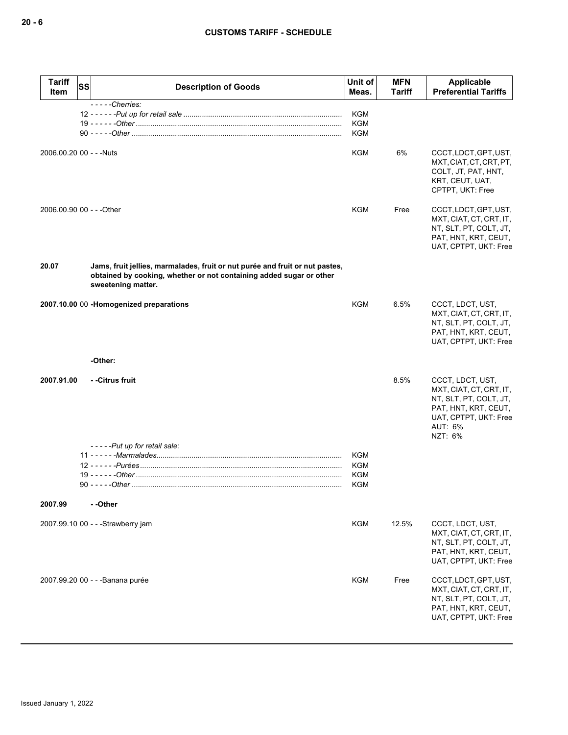| Tariff Item | SS | Description of Goods | Unit of Meas. | MFN Tariff | Applicable Preferential Tariffs |
|---|---|---|---|---|---|
| | | - - - - -*Cherries:* | | | |
| | | 12 - - - - - -*Put up for retail sale* | KGM | | |
| | | 19 - - - - - -*Other* | KGM | | |
| | | 90 - - - - -*Other* | KGM | | |
| 2006.00.20 | 00 | - - -Nuts | KGM | 6% | CCCT, LDCT, GPT, UST, MXT, CIAT, CT, CRT, PT, COLT, JT, PAT, HNT, KRT, CEUT, UAT, CPTPT, UKT: Free |
| 2006.00.90 | 00 | - - -Other | KGM | Free | CCCT, LDCT, GPT, UST, MXT, CIAT, CT, CRT, IT, NT, SLT, PT, COLT, JT, PAT, HNT, KRT, CEUT, UAT, CPTPT, UKT: Free |
| **20.07** | | **Jams, fruit jellies, marmalades, fruit or nut purée and fruit or nut pastes, obtained by cooking, whether or not containing added sugar or other sweetening matter.** | | | |
| **2007.10.00** | 00 | **-Homogenized preparations** | KGM | 6.5% | CCCT, LDCT, UST, MXT, CIAT, CT, CRT, IT, NT, SLT, PT, COLT, JT, PAT, HNT, KRT, CEUT, UAT, CPTPT, UKT: Free |
| | | **-Other:** | | | |
| **2007.91.00** | | **- -Citrus fruit** | | 8.5% | CCCT, LDCT, UST, MXT, CIAT, CT, CRT, IT, NT, SLT, PT, COLT, JT, PAT, HNT, KRT, CEUT, UAT, CPTPT, UKT: Free<br>AUT: 6%<br>NZT: 6% |
| | | - - - - -*Put up for retail sale:* | | | |
| | | 11 - - - - - -*Marmalades* | KGM | | |
| | | 12 - - - - - -*Purées* | KGM | | |
| | | 19 - - - - - -*Other* | KGM | | |
| | | 90 - - - - -*Other* | KGM | | |
| **2007.99** | | **- -Other** | | | |
| 2007.99.10 | 00 | - - -Strawberry jam | KGM | 12.5% | CCCT, LDCT, UST, MXT, CIAT, CT, CRT, IT, NT, SLT, PT, COLT, JT, PAT, HNT, KRT, CEUT, UAT, CPTPT, UKT: Free |
| 2007.99.20 | 00 | - - -Banana purée | KGM | Free | CCCT, LDCT, GPT, UST, MXT, CIAT, CT, CRT, IT, NT, SLT, PT, COLT, JT, PAT, HNT, KRT, CEUT, UAT, CPTPT, UKT: Free |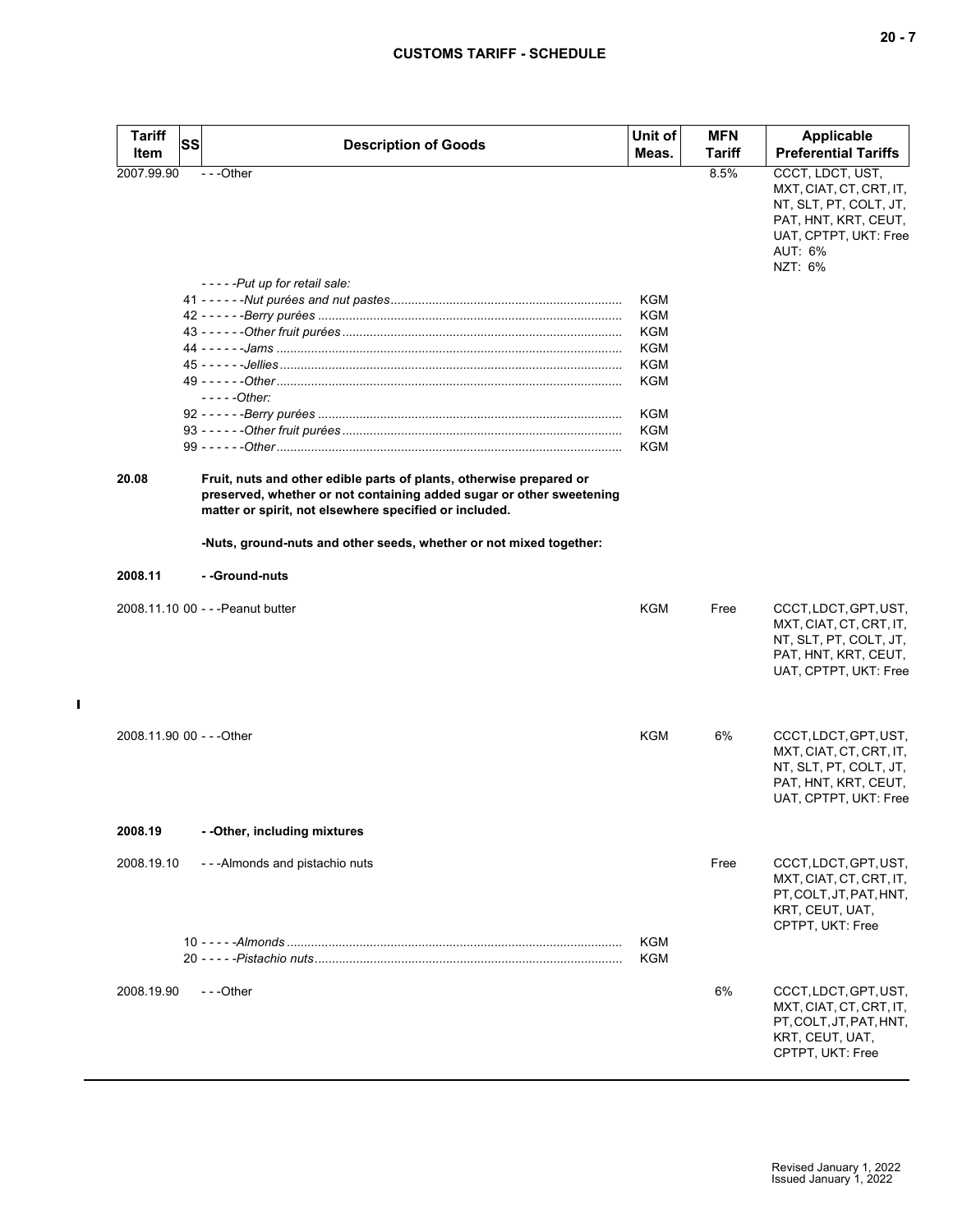| Tariff Item | SS | Description of Goods | Unit of Meas. | MFN Tariff | Applicable Preferential Tariffs |
|---|---|---|---|---|---|
| 2007.99.90 | | - - -Other | | 8.5% | CCCT, LDCT, UST, MXT, CIAT, CT, CRT, IT, NT, SLT, PT, COLT, JT, PAT, HNT, KRT, CEUT, UAT, CPTPT, UKT: Free<br>AUT: 6%<br>NZT: 6% |
| | | - - - - -*Put up for retail sale:* | | | |
| | | 41 - - - - - -*Nut purées and nut pastes* | KGM | | |
| | | 42 - - - - - -*Berry purées* | KGM | | |
| | | 43 - - - - - -*Other fruit purées* | KGM | | |
| | | 44 - - - - - -*Jams* | KGM | | |
| | | 45 - - - - - -*Jellies* | KGM | | |
| | | 49 - - - - - -*Other* | KGM | | |
| | | - - - - -*Other:* | | | |
| | | 92 - - - - - -*Berry purées* | KGM | | |
| | | 93 - - - - - -*Other fruit purées* | KGM | | |
| | | 99 - - - - - -*Other* | KGM | | |
| **20.08** | | **Fruit, nuts and other edible parts of plants, otherwise prepared or preserved, whether or not containing added sugar or other sweetening matter or spirit, not elsewhere specified or included.** | | | |
| | | **-Nuts, ground-nuts and other seeds, whether or not mixed together:** | | | |
| **2008.11** | | **- -Ground-nuts** | | | |
| 2008.11.10 | 00 | - - -Peanut butter | KGM | Free | CCCT, LDCT, GPT, UST, MXT, CIAT, CT, CRT, IT, NT, SLT, PT, COLT, JT, PAT, HNT, KRT, CEUT, UAT, CPTPT, UKT: Free |
| 2008.11.90 | 00 | - - -Other | KGM | 6% | CCCT, LDCT, GPT, UST, MXT, CIAT, CT, CRT, IT, NT, SLT, PT, COLT, JT, PAT, HNT, KRT, CEUT, UAT, CPTPT, UKT: Free |
| **2008.19** | | **- -Other, including mixtures** | | | |
| 2008.19.10 | | - - -Almonds and pistachio nuts | | Free | CCCT, LDCT, GPT, UST, MXT, CIAT, CT, CRT, IT, PT, COLT, JT, PAT, HNT, KRT, CEUT, UAT, CPTPT, UKT: Free |
| | | 10 - - - - -*Almonds* | KGM | | |
| | | 20 - - - - -*Pistachio nuts* | KGM | | |
| 2008.19.90 | | - - -Other | | 6% | CCCT, LDCT, GPT, UST, MXT, CIAT, CT, CRT, IT, PT, COLT, JT, PAT, HNT, KRT, CEUT, UAT, CPTPT, UKT: Free |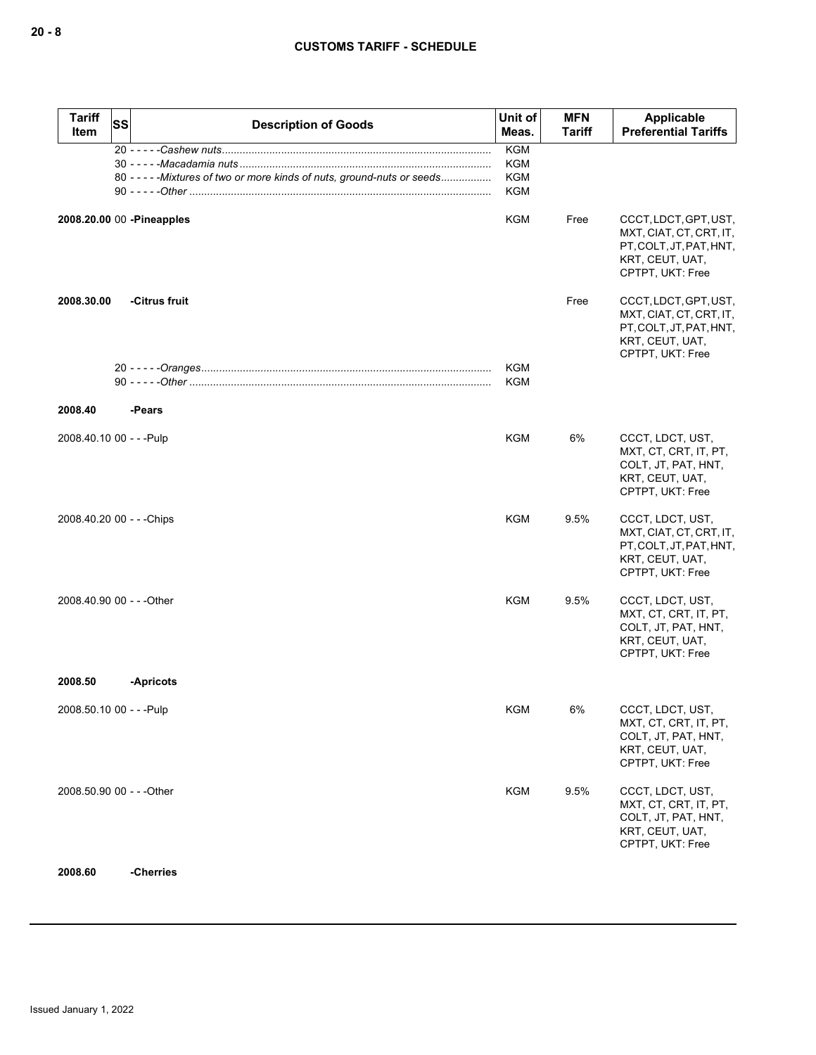| Tariff Item | SS | Description of Goods | Unit of Meas. | MFN Tariff | Applicable Preferential Tariffs |
|---|---|---|---|---|---|
| | | 20 - - - - -*Cashew nuts* | KGM | | |
| | | 30 - - - - -*Macadamia nuts* | KGM | | |
| | | 80 - - - - -*Mixtures of two or more kinds of nuts, ground-nuts or seeds* | KGM | | |
| | | 90 - - - - -*Other* | KGM | | |
| **2008.20.00** | 00 | **-Pineapples** | KGM | Free | CCCT, LDCT, GPT, UST, MXT, CIAT, CT, CRT, IT, PT, COLT, JT, PAT, HNT, KRT, CEUT, UAT, CPTPT, UKT: Free |
| **2008.30.00** | | **-Citrus fruit** | | Free | CCCT, LDCT, GPT, UST, MXT, CIAT, CT, CRT, IT, PT, COLT, JT, PAT, HNT, KRT, CEUT, UAT, CPTPT, UKT: Free |
| | | 20 - - - - -*Oranges* | KGM | | |
| | | 90 - - - - -*Other* | KGM | | |
| **2008.40** | | **-Pears** | | | |
| 2008.40.10 | 00 | - - -Pulp | KGM | 6% | CCCT, LDCT, UST, MXT, CT, CRT, IT, PT, COLT, JT, PAT, HNT, KRT, CEUT, UAT, CPTPT, UKT: Free |
| 2008.40.20 | 00 | - - -Chips | KGM | 9.5% | CCCT, LDCT, UST, MXT, CIAT, CT, CRT, IT, PT, COLT, JT, PAT, HNT, KRT, CEUT, UAT, CPTPT, UKT: Free |
| 2008.40.90 | 00 | - - -Other | KGM | 9.5% | CCCT, LDCT, UST, MXT, CT, CRT, IT, PT, COLT, JT, PAT, HNT, KRT, CEUT, UAT, CPTPT, UKT: Free |
| **2008.50** | | **-Apricots** | | | |
| 2008.50.10 | 00 | - - -Pulp | KGM | 6% | CCCT, LDCT, UST, MXT, CT, CRT, IT, PT, COLT, JT, PAT, HNT, KRT, CEUT, UAT, CPTPT, UKT: Free |
| 2008.50.90 | 00 | - - -Other | KGM | 9.5% | CCCT, LDCT, UST, MXT, CT, CRT, IT, PT, COLT, JT, PAT, HNT, KRT, CEUT, UAT, CPTPT, UKT: Free |
| **2008.60** | | **-Cherries** | | | |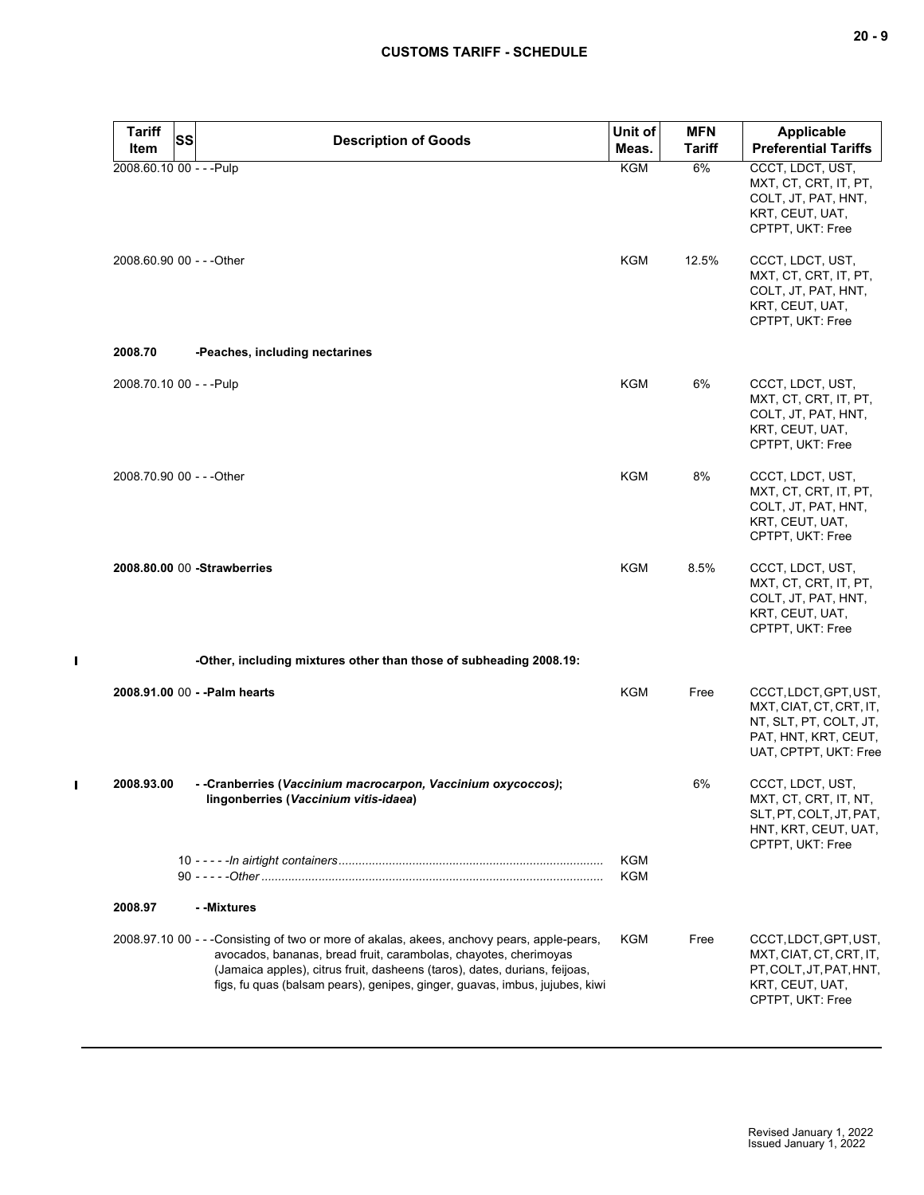| Tariff Item | SS | Description of Goods | Unit of Meas. | MFN Tariff | Applicable Preferential Tariffs |
|---|---|---|---|---|---|
| 2008.60.10 | 00 | - - -Pulp | KGM | 6% | CCCT, LDCT, UST, MXT, CT, CRT, IT, PT, COLT, JT, PAT, HNT, KRT, CEUT, UAT, CPTPT, UKT: Free |
| 2008.60.90 | 00 | - - -Other | KGM | 12.5% | CCCT, LDCT, UST, MXT, CT, CRT, IT, PT, COLT, JT, PAT, HNT, KRT, CEUT, UAT, CPTPT, UKT: Free |
| **2008.70** | | **-Peaches, including nectarines** | | | |
| 2008.70.10 | 00 | - - -Pulp | KGM | 6% | CCCT, LDCT, UST, MXT, CT, CRT, IT, PT, COLT, JT, PAT, HNT, KRT, CEUT, UAT, CPTPT, UKT: Free |
| 2008.70.90 | 00 | - - -Other | KGM | 8% | CCCT, LDCT, UST, MXT, CT, CRT, IT, PT, COLT, JT, PAT, HNT, KRT, CEUT, UAT, CPTPT, UKT: Free |
| **2008.80.00** | 00 | **-Strawberries** | KGM | 8.5% | CCCT, LDCT, UST, MXT, CT, CRT, IT, PT, COLT, JT, PAT, HNT, KRT, CEUT, UAT, CPTPT, UKT: Free |
| | | **-Other, including mixtures other than those of subheading 2008.19:** | | | |
| **2008.91.00** | 00 | **- -Palm hearts** | KGM | Free | CCCT, LDCT, GPT, UST, MXT, CIAT, CT, CRT, IT, NT, SLT, PT, COLT, JT, PAT, HNT, KRT, CEUT, UAT, CPTPT, UKT: Free |
| **2008.93.00** | | **- -Cranberries (*Vaccinium macrocarpon, Vaccinium oxycoccos*); lingonberries (*Vaccinium vitis-idaea*)** | | 6% | CCCT, LDCT, UST, MXT, CT, CRT, IT, NT, SLT, PT, COLT, JT, PAT, HNT, KRT, CEUT, UAT, CPTPT, UKT: Free |
| | 10 | - - - - -*In airtight containers* | KGM | | |
| | 90 | - - - - -*Other* | KGM | | |
| **2008.97** | | **- -Mixtures** | | | |
| 2008.97.10 | 00 | - - -Consisting of two or more of akalas, akees, anchovy pears, apple-pears, avocados, bananas, bread fruit, carambolas, chayotes, cherimoyas (Jamaica apples), citrus fruit, dasheens (taros), dates, durians, feijoas, figs, fu quas (balsam pears), genipes, ginger, guavas, imbus, jujubes, kiwi | KGM | Free | CCCT, LDCT, GPT, UST, MXT, CIAT, CT, CRT, IT, PT, COLT, JT, PAT, HNT, KRT, CEUT, UAT, CPTPT, UKT: Free |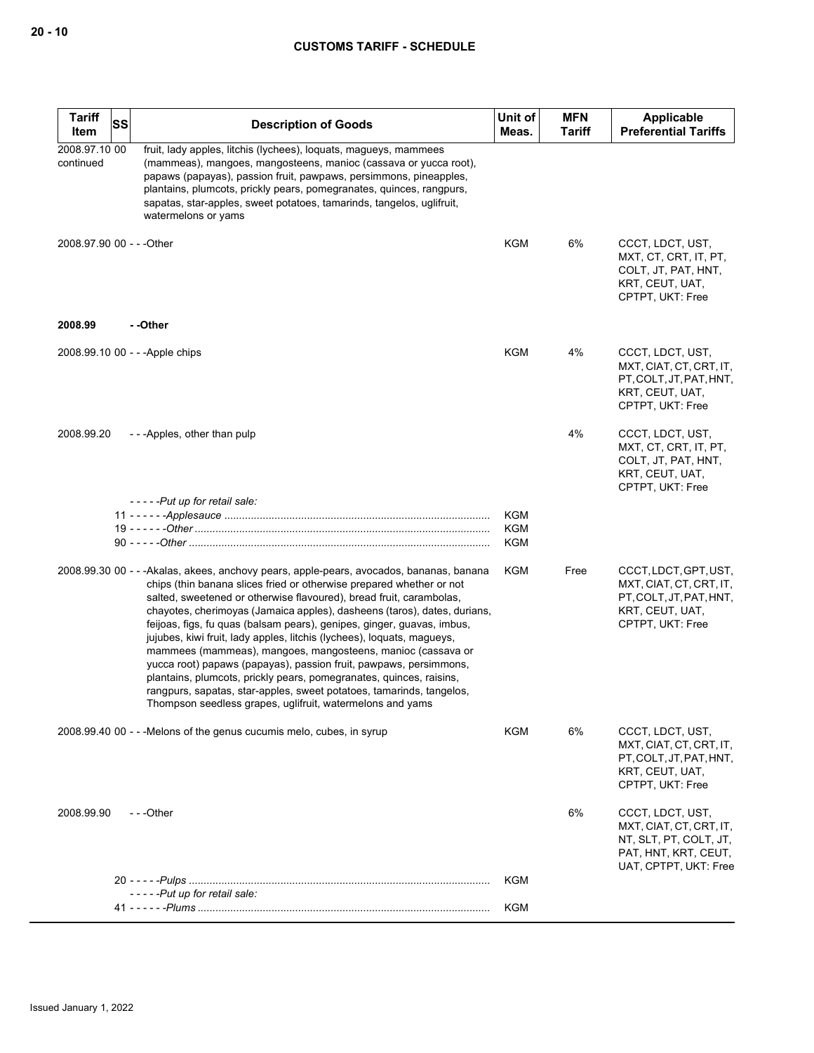| Tariff Item | SS | Description of Goods | Unit of Meas. | MFN Tariff | Applicable Preferential Tariffs |
|---|---|---|---|---|---|
| 2008.97.10 00 continued | | fruit, lady apples, litchis (lychees), loquats, magueys, mammees (mammeas), mangoes, mangosteens, manioc (cassava or yucca root), papaws (papayas), passion fruit, pawpaws, persimmons, pineapples, plantains, plumcots, prickly pears, pomegranates, quinces, rangpurs, sapatas, star-apples, sweet potatoes, tamarinds, tangelos, uglifruit, watermelons or yams | | | |
| 2008.97.90 00 | | - - -Other | KGM | 6% | CCCT, LDCT, UST, MXT, CT, CRT, IT, PT, COLT, JT, PAT, HNT, KRT, CEUT, UAT, CPTPT, UKT: Free |
| **2008.99** | | **- -Other** | | | |
| 2008.99.10 00 | | - - -Apple chips | KGM | 4% | CCCT, LDCT, UST, MXT, CIAT, CT, CRT, IT, PT, COLT, JT, PAT, HNT, KRT, CEUT, UAT, CPTPT, UKT: Free |
| 2008.99.20 | | - - -Apples, other than pulp | | 4% | CCCT, LDCT, UST, MXT, CT, CRT, IT, PT, COLT, JT, PAT, HNT, KRT, CEUT, UAT, CPTPT, UKT: Free |
| | | - - - - -*Put up for retail sale:* | | | |
| | | 11 - - - - - -*Applesauce* | KGM | | |
| | | 19 - - - - - -*Other* | KGM | | |
| | | 90 - - - - -*Other* | KGM | | |
| 2008.99.30 00 | | - - -Akalas, akees, anchovy pears, apple-pears, avocados, bananas, banana chips (thin banana slices fried or otherwise prepared whether or not salted, sweetened or otherwise flavoured), bread fruit, carambolas, chayotes, cherimoyas (Jamaica apples), dasheens (taros), dates, durians, feijoas, figs, fu quas (balsam pears), genipes, ginger, guavas, imbus, jujubes, kiwi fruit, lady apples, litchis (lychees), loquats, magueys, mammees (mammeas), mangoes, mangosteens, manioc (cassava or yucca root) papaws (papayas), passion fruit, pawpaws, persimmons, plantains, plumcots, prickly pears, pomegranates, quinces, raisins, rangpurs, sapatas, star-apples, sweet potatoes, tamarinds, tangelos, Thompson seedless grapes, uglifruit, watermelons and yams | KGM | Free | CCCT, LDCT, GPT, UST, MXT, CIAT, CT, CRT, IT, PT, COLT, JT, PAT, HNT, KRT, CEUT, UAT, CPTPT, UKT: Free |
| 2008.99.40 00 | | - - -Melons of the genus cucumis melo, cubes, in syrup | KGM | 6% | CCCT, LDCT, UST, MXT, CIAT, CT, CRT, IT, PT, COLT, JT, PAT, HNT, KRT, CEUT, UAT, CPTPT, UKT: Free |
| 2008.99.90 | | - - -Other | | 6% | CCCT, LDCT, UST, MXT, CIAT, CT, CRT, IT, NT, SLT, PT, COLT, JT, PAT, HNT, KRT, CEUT, UAT, CPTPT, UKT: Free |
| | | 20 - - - - -*Pulps* | KGM | | |
| | | - - - - -*Put up for retail sale:* | | | |
| | | 41 - - - - - -*Plums* | KGM | | |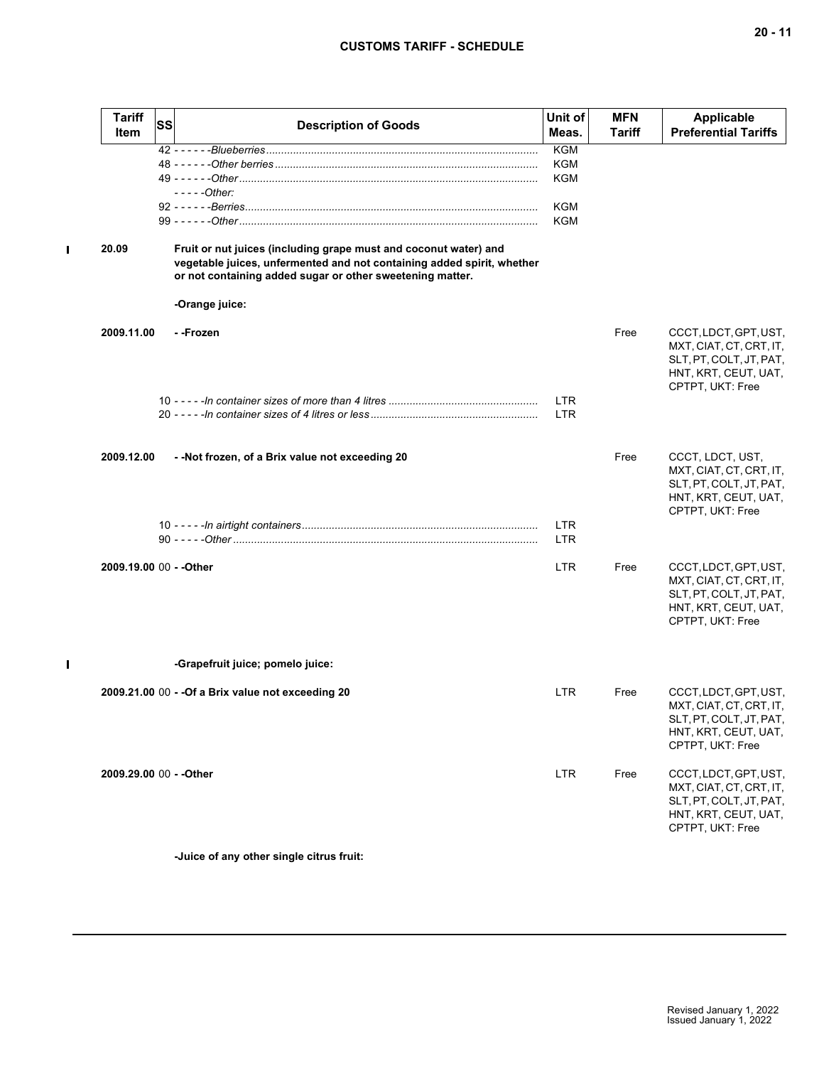| Tariff Item | SS | Description of Goods | Unit of Meas. | MFN Tariff | Applicable Preferential Tariffs |
|---|---|---|---|---|---|
| | | 42 - - - - - -*Blueberries* | KGM | | |
| | | 48 - - - - - -*Other berries* | KGM | | |
| | | 49 - - - - - -*Other* | KGM | | |
| | | - - - - -*Other:* | | | |
| | | 92 - - - - - -*Berries* | KGM | | |
| | | 99 - - - - - -*Other* | KGM | | |
| **20.09** | | **Fruit or nut juices (including grape must and coconut water) and vegetable juices, unfermented and not containing added spirit, whether or not containing added sugar or other sweetening matter.** | | | |
| | | **-Orange juice:** | | | |
| **2009.11.00** | | **- -Frozen** | | Free | CCCT, LDCT, GPT, UST, MXT, CIAT, CT, CRT, IT, SLT, PT, COLT, JT, PAT, HNT, KRT, CEUT, UAT, CPTPT, UKT: Free |
| | | 10 - - - - -*In container sizes of more than 4 litres* | LTR | | |
| | | 20 - - - - -*In container sizes of 4 litres or less* | LTR | | |
| **2009.12.00** | | **- -Not frozen, of a Brix value not exceeding 20** | | Free | CCCT, LDCT, UST, MXT, CIAT, CT, CRT, IT, SLT, PT, COLT, JT, PAT, HNT, KRT, CEUT, UAT, CPTPT, UKT: Free |
| | | 10 - - - - -*In airtight containers* | LTR | | |
| | | 90 - - - - -*Other* | LTR | | |
| **2009.19.00** | 00 | **- -Other** | LTR | Free | CCCT, LDCT, GPT, UST, MXT, CIAT, CT, CRT, IT, SLT, PT, COLT, JT, PAT, HNT, KRT, CEUT, UAT, CPTPT, UKT: Free |
| | | **-Grapefruit juice; pomelo juice:** | | | |
| **2009.21.00** | 00 | **- -Of a Brix value not exceeding 20** | LTR | Free | CCCT, LDCT, GPT, UST, MXT, CIAT, CT, CRT, IT, SLT, PT, COLT, JT, PAT, HNT, KRT, CEUT, UAT, CPTPT, UKT: Free |
| **2009.29.00** | 00 | **- -Other** | LTR | Free | CCCT, LDCT, GPT, UST, MXT, CIAT, CT, CRT, IT, SLT, PT, COLT, JT, PAT, HNT, KRT, CEUT, UAT, CPTPT, UKT: Free |
| | | **-Juice of any other single citrus fruit:** | | | |

Revised January 1, 2022
Issued January 1, 2022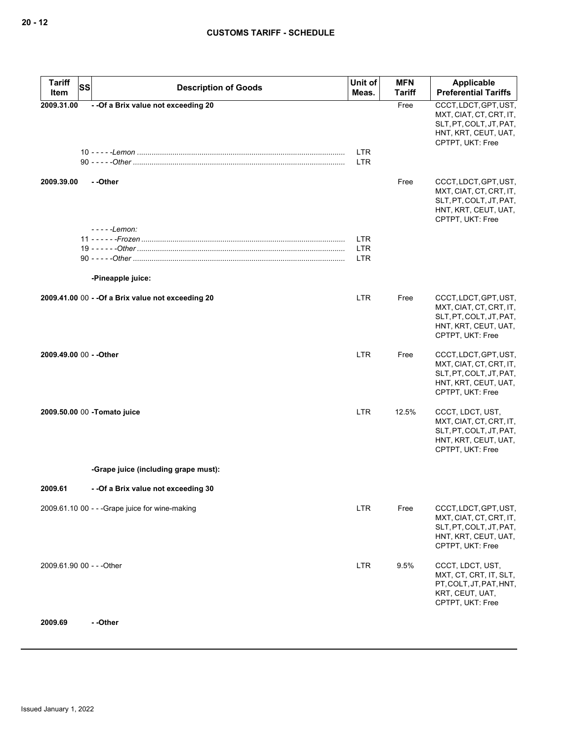| Tariff Item | SS | Description of Goods | Unit of Meas. | MFN Tariff | Applicable Preferential Tariffs |
|---|---|---|---|---|---|
| 2009.31.00 | | - -Of a Brix value not exceeding 20 | | Free | CCCT, LDCT, GPT, UST, MXT, CIAT, CT, CRT, IT, SLT, PT, COLT, JT, PAT, HNT, KRT, CEUT, UAT, CPTPT, UKT: Free |
| | 10 | - - - - -*Lemon* | LTR | | |
| | 90 | - - - - -*Other* | LTR | | |
| 2009.39.00 | | - -Other | | Free | CCCT, LDCT, GPT, UST, MXT, CIAT, CT, CRT, IT, SLT, PT, COLT, JT, PAT, HNT, KRT, CEUT, UAT, CPTPT, UKT: Free |
| | | - - - - -*Lemon:* | | | |
| | 11 | - - - - - -*Frozen* | LTR | | |
| | 19 | - - - - - -*Other* | LTR | | |
| | 90 | - - - - -*Other* | LTR | | |
| | | **-Pineapple juice:** | | | |
| 2009.41.00 | 00 | - -Of a Brix value not exceeding 20 | LTR | Free | CCCT, LDCT, GPT, UST, MXT, CIAT, CT, CRT, IT, SLT, PT, COLT, JT, PAT, HNT, KRT, CEUT, UAT, CPTPT, UKT: Free |
| 2009.49.00 | 00 | - -Other | LTR | Free | CCCT, LDCT, GPT, UST, MXT, CIAT, CT, CRT, IT, SLT, PT, COLT, JT, PAT, HNT, KRT, CEUT, UAT, CPTPT, UKT: Free |
| 2009.50.00 | 00 | -Tomato juice | LTR | 12.5% | CCCT, LDCT, UST, MXT, CIAT, CT, CRT, IT, SLT, PT, COLT, JT, PAT, HNT, KRT, CEUT, UAT, CPTPT, UKT: Free |
| | | **-Grape juice (including grape must):** | | | |
| 2009.61 | | - -Of a Brix value not exceeding 30 | | | |
| 2009.61.10 | 00 | - - -Grape juice for wine-making | LTR | Free | CCCT, LDCT, GPT, UST, MXT, CIAT, CT, CRT, IT, SLT, PT, COLT, JT, PAT, HNT, KRT, CEUT, UAT, CPTPT, UKT: Free |
| 2009.61.90 | 00 | - - -Other | LTR | 9.5% | CCCT, LDCT, UST, MXT, CT, CRT, IT, SLT, PT, COLT, JT, PAT, HNT, KRT, CEUT, UAT, CPTPT, UKT: Free |
| 2009.69 | | - -Other | | | |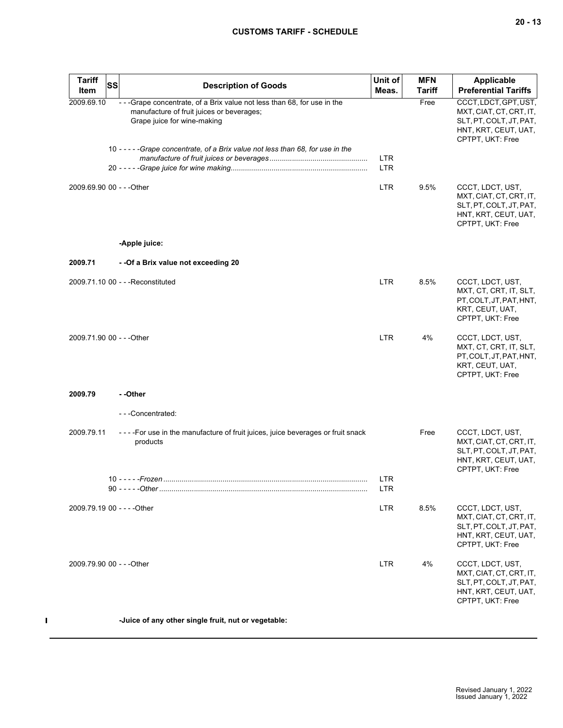| Tariff Item | SS | Description of Goods | Unit of Meas. | MFN Tariff | Applicable Preferential Tariffs |
|---|---|---|---|---|---|
| 2009.69.10 | | - - -Grape concentrate, of a Brix value not less than 68, for use in the manufacture of fruit juices or beverages;<br>Grape juice for wine-making | | Free | CCCT, LDCT, GPT, UST, MXT, CIAT, CT, CRT, IT, SLT, PT, COLT, JT, PAT, HNT, KRT, CEUT, UAT, CPTPT, UKT: Free |
| | 10 | - - - - -*Grape concentrate, of a Brix value not less than 68, for use in the manufacture of fruit juices or beverages* | LTR | | |
| | 20 | - - - - -*Grape juice for wine making* | LTR | | |
| 2009.69.90 | 00 | - - -Other | LTR | 9.5% | CCCT, LDCT, UST, MXT, CIAT, CT, CRT, IT, SLT, PT, COLT, JT, PAT, HNT, KRT, CEUT, UAT, CPTPT, UKT: Free |
| | | **-Apple juice:** | | | |
| **2009.71** | | **- -Of a Brix value not exceeding 20** | | | |
| 2009.71.10 | 00 | - - -Reconstituted | LTR | 8.5% | CCCT, LDCT, UST, MXT, CT, CRT, IT, SLT, PT, COLT, JT, PAT, HNT, KRT, CEUT, UAT, CPTPT, UKT: Free |
| 2009.71.90 | 00 | - - -Other | LTR | 4% | CCCT, LDCT, UST, MXT, CT, CRT, IT, SLT, PT, COLT, JT, PAT, HNT, KRT, CEUT, UAT, CPTPT, UKT: Free |
| **2009.79** | | **- -Other** | | | |
| | | - - -Concentrated: | | | |
| 2009.79.11 | | - - - -For use in the manufacture of fruit juices, juice beverages or fruit snack products | | Free | CCCT, LDCT, UST, MXT, CIAT, CT, CRT, IT, SLT, PT, COLT, JT, PAT, HNT, KRT, CEUT, UAT, CPTPT, UKT: Free |
| | 10 | - - - - -*Frozen* | LTR | | |
| | 90 | - - - - -*Other* | LTR | | |
| 2009.79.19 | 00 | - - - -Other | LTR | 8.5% | CCCT, LDCT, UST, MXT, CIAT, CT, CRT, IT, SLT, PT, COLT, JT, PAT, HNT, KRT, CEUT, UAT, CPTPT, UKT: Free |
| 2009.79.90 | 00 | - - -Other | LTR | 4% | CCCT, LDCT, UST, MXT, CIAT, CT, CRT, IT, SLT, PT, COLT, JT, PAT, HNT, KRT, CEUT, UAT, CPTPT, UKT: Free |
| | | **-Juice of any other single fruit, nut or vegetable:** | | | |

Revised January 1, 2022
Issued January 1, 2022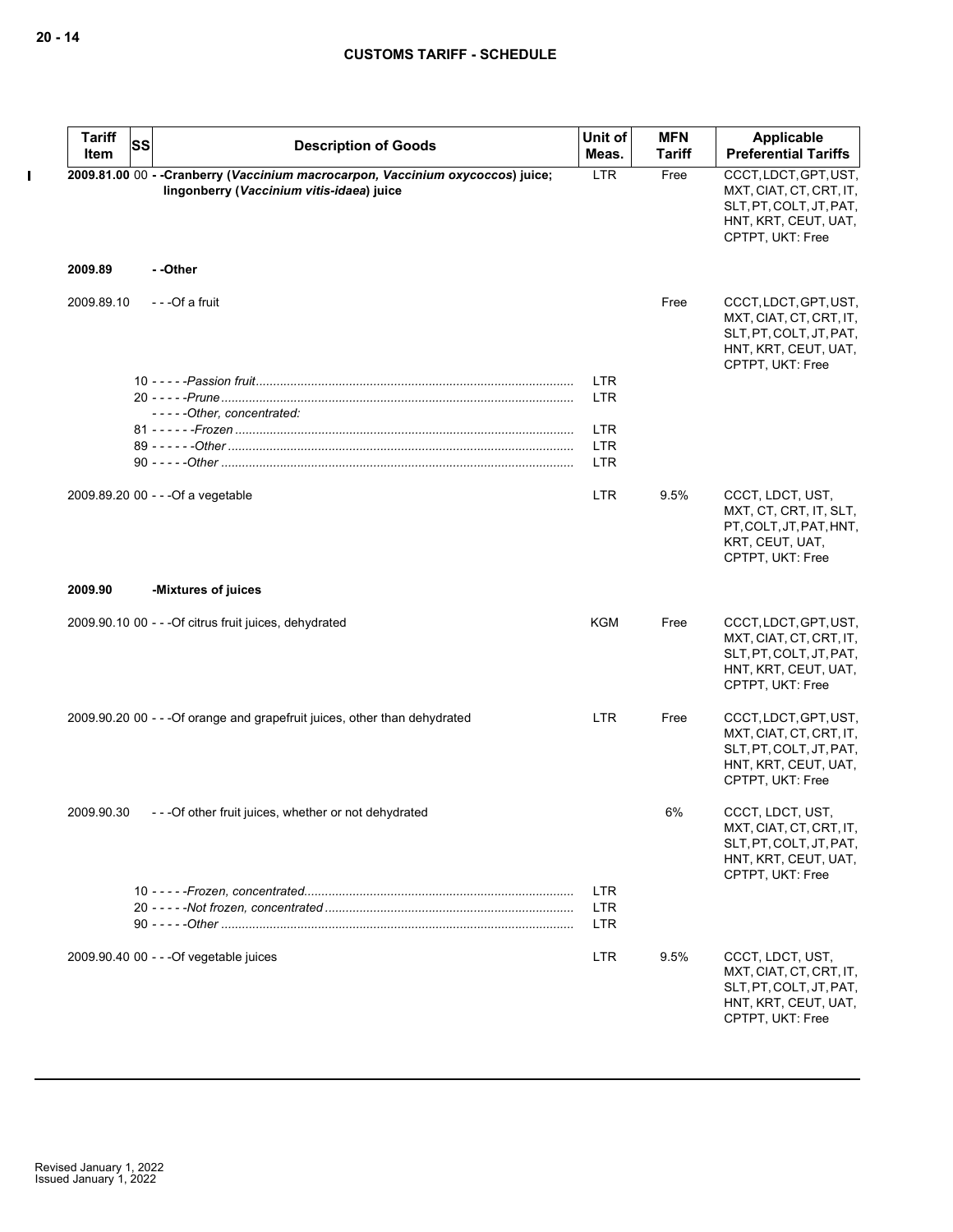| Tariff Item | SS | Description of Goods | Unit of Meas. | MFN Tariff | Applicable Preferential Tariffs |
|---|---|---|---|---|---|
| **2009.81.00** | 00 | **- -Cranberry (*Vaccinium macrocarpon, Vaccinium oxycoccos*) juice; lingonberry (*Vaccinium vitis-idaea*) juice** | LTR | Free | CCCT, LDCT, GPT, UST, MXT, CIAT, CT, CRT, IT, SLT, PT, COLT, JT, PAT, HNT, KRT, CEUT, UAT, CPTPT, UKT: Free |
| **2009.89** | | **- -Other** | | | |
| 2009.89.10 | | - - -Of a fruit | | Free | CCCT, LDCT, GPT, UST, MXT, CIAT, CT, CRT, IT, SLT, PT, COLT, JT, PAT, HNT, KRT, CEUT, UAT, CPTPT, UKT: Free |
| | 10 | - - - - -*Passion fruit* | LTR | | |
| | 20 | - - - - -*Prune* | LTR | | |
| | | - - - - -*Other, concentrated:* | | | |
| | 81 | - - - - - -*Frozen* | LTR | | |
| | 89 | - - - - - -*Other* | LTR | | |
| | 90 | - - - - -*Other* | LTR | | |
| 2009.89.20 | 00 | - - -Of a vegetable | LTR | 9.5% | CCCT, LDCT, UST, MXT, CT, CRT, IT, SLT, PT, COLT, JT, PAT, HNT, KRT, CEUT, UAT, CPTPT, UKT: Free |
| **2009.90** | | **-Mixtures of juices** | | | |
| 2009.90.10 | 00 | - - -Of citrus fruit juices, dehydrated | KGM | Free | CCCT, LDCT, GPT, UST, MXT, CIAT, CT, CRT, IT, SLT, PT, COLT, JT, PAT, HNT, KRT, CEUT, UAT, CPTPT, UKT: Free |
| 2009.90.20 | 00 | - - -Of orange and grapefruit juices, other than dehydrated | LTR | Free | CCCT, LDCT, GPT, UST, MXT, CIAT, CT, CRT, IT, SLT, PT, COLT, JT, PAT, HNT, KRT, CEUT, UAT, CPTPT, UKT: Free |
| 2009.90.30 | | - - -Of other fruit juices, whether or not dehydrated | | 6% | CCCT, LDCT, UST, MXT, CIAT, CT, CRT, IT, SLT, PT, COLT, JT, PAT, HNT, KRT, CEUT, UAT, CPTPT, UKT: Free |
| | 10 | - - - - -*Frozen, concentrated* | LTR | | |
| | 20 | - - - - -*Not frozen, concentrated* | LTR | | |
| | 90 | - - - - -*Other* | LTR | | |
| 2009.90.40 | 00 | - - -Of vegetable juices | LTR | 9.5% | CCCT, LDCT, UST, MXT, CIAT, CT, CRT, IT, SLT, PT, COLT, JT, PAT, HNT, KRT, CEUT, UAT, CPTPT, UKT: Free |